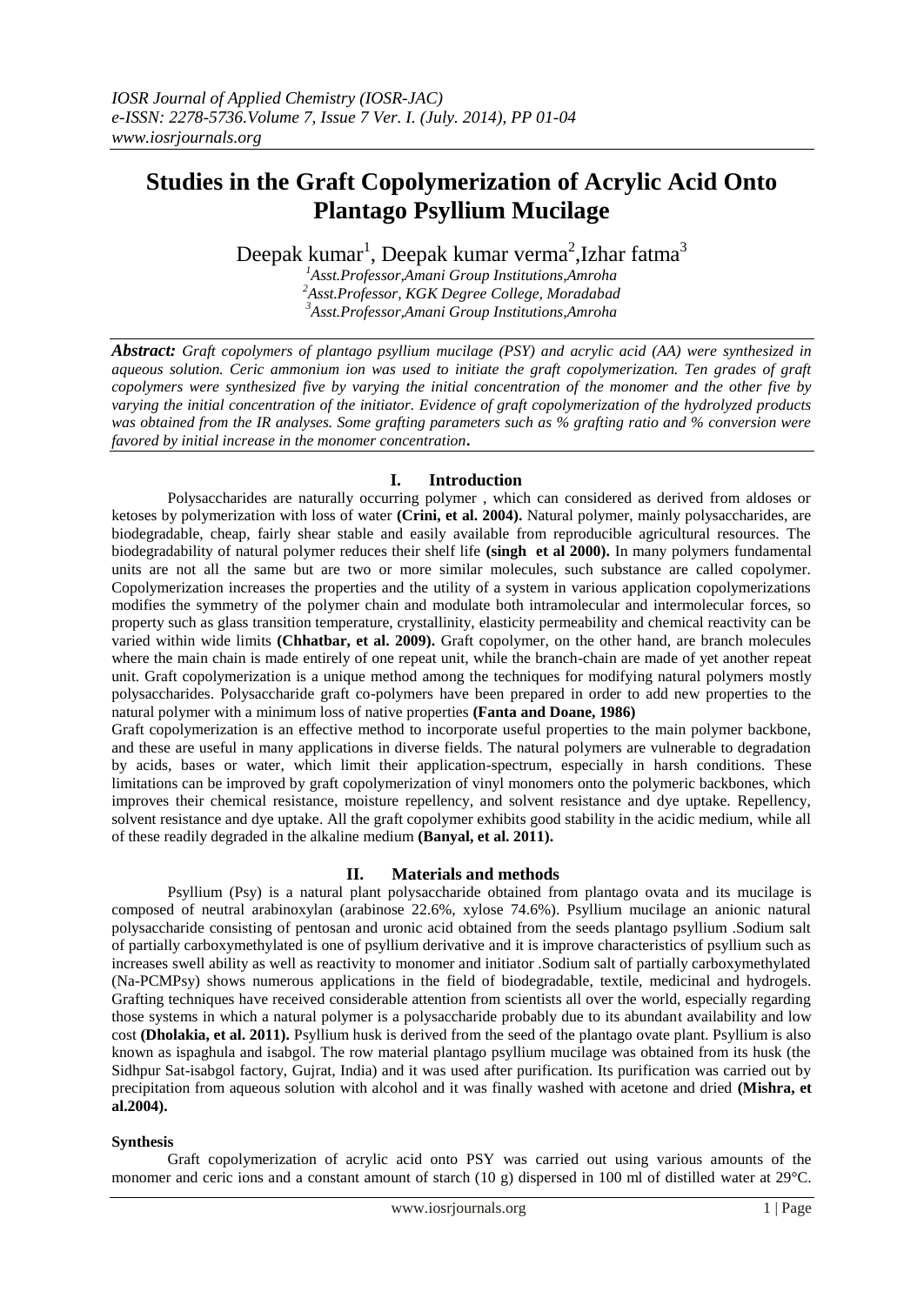# Studies in the Graft Copolymerization of Acrylic Acid Onto Plantago Psyllium Mucilage

Deepak kumar[1], Deepak kumar verma[2],Izhar fatma[3]

[1]Asst.Professor,Amani Group Institutions,Amroha
[2]Asst.Professor, KGK Degree College, Moradabad
[3]Asst.Professor,Amani Group Institutions,Amroha

***Abstract:*** *Graft copolymers of plantago psyllium mucilage (PSY) and acrylic acid (AA) were synthesized in aqueous solution. Ceric ammonium ion was used to initiate the graft copolymerization. Ten grades of graft copolymers were synthesized five by varying the initial concentration of the monomer and the other five by varying the initial concentration of the initiator. Evidence of graft copolymerization of the hydrolyzed products was obtained from the IR analyses. Some grafting parameters such as % grafting ratio and % conversion were favored by initial increase in the monomer concentration***.***

## I. Introduction

Polysaccharides are naturally occurring polymer , which can considered as derived from aldoses or ketoses by polymerization with loss of water **(Crini, et al. 2004).** Natural polymer, mainly polysaccharides, are biodegradable, cheap, fairly shear stable and easily available from reproducible agricultural resources. The biodegradability of natural polymer reduces their shelf life **(singh et al 2000).** In many polymers fundamental units are not all the same but are two or more similar molecules, such substance are called copolymer. Copolymerization increases the properties and the utility of a system in various application copolymerizations modifies the symmetry of the polymer chain and modulate both intramolecular and intermolecular forces, so property such as glass transition temperature, crystallinity, elasticity permeability and chemical reactivity can be varied within wide limits **(Chhatbar, et al. 2009).** Graft copolymer, on the other hand, are branch molecules where the main chain is made entirely of one repeat unit, while the branch-chain are made of yet another repeat unit. Graft copolymerization is a unique method among the techniques for modifying natural polymers mostly polysaccharides. Polysaccharide graft co-polymers have been prepared in order to add new properties to the natural polymer with a minimum loss of native properties **(Fanta and Doane, 1986)**

Graft copolymerization is an effective method to incorporate useful properties to the main polymer backbone, and these are useful in many applications in diverse fields. The natural polymers are vulnerable to degradation by acids, bases or water, which limit their application-spectrum, especially in harsh conditions. These limitations can be improved by graft copolymerization of vinyl monomers onto the polymeric backbones, which improves their chemical resistance, moisture repellency, and solvent resistance and dye uptake. Repellency, solvent resistance and dye uptake. All the graft copolymer exhibits good stability in the acidic medium, while all of these readily degraded in the alkaline medium **(Banyal, et al. 2011).**

## II. Materials and methods

Psyllium (Psy) is a natural plant polysaccharide obtained from plantago ovata and its mucilage is composed of neutral arabinoxylan (arabinose 22.6%, xylose 74.6%). Psyllium mucilage an anionic natural polysaccharide consisting of pentosan and uronic acid obtained from the seeds plantago psyllium .Sodium salt of partially carboxymethylated is one of psyllium derivative and it is improve characteristics of psyllium such as increases swell ability as well as reactivity to monomer and initiator .Sodium salt of partially carboxymethylated (Na-PCMPsy) shows numerous applications in the field of biodegradable, textile, medicinal and hydrogels. Grafting techniques have received considerable attention from scientists all over the world, especially regarding those systems in which a natural polymer is a polysaccharide probably due to its abundant availability and low cost **(Dholakia, et al. 2011).** Psyllium husk is derived from the seed of the plantago ovate plant. Psyllium is also known as ispaghula and isabgol. The row material plantago psyllium mucilage was obtained from its husk (the Sidhpur Sat-isabgol factory, Gujrat, India) and it was used after purification. Its purification was carried out by precipitation from aqueous solution with alcohol and it was finally washed with acetone and dried **(Mishra, et al.2004).**

### Synthesis

Graft copolymerization of acrylic acid onto PSY was carried out using various amounts of the monomer and ceric ions and a constant amount of starch (10 g) dispersed in 100 ml of distilled water at 29°C.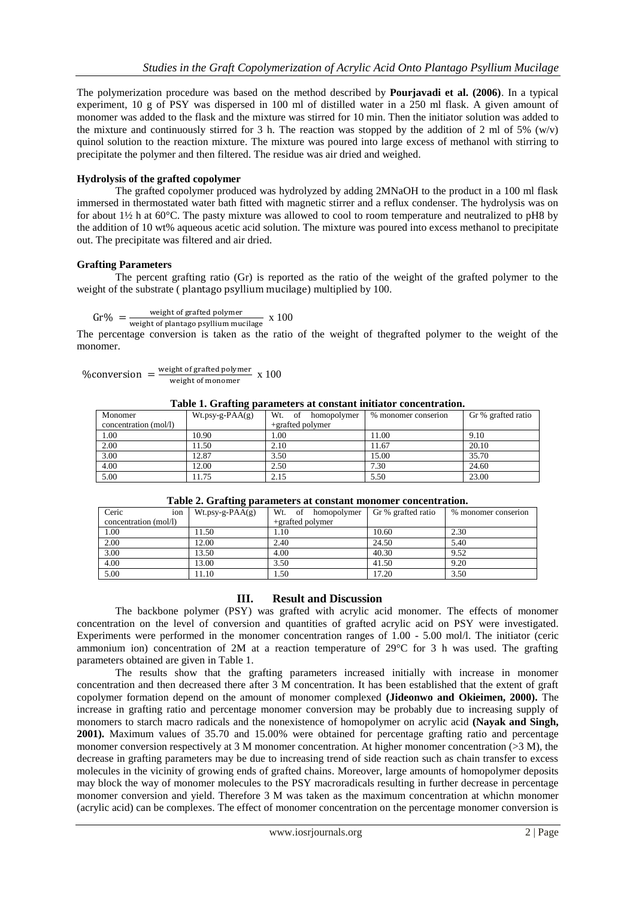The polymerization procedure was based on the method described by **Pourjavadi et al. (2006)**. In a typical experiment, 10 g of PSY was dispersed in 100 ml of distilled water in a 250 ml flask. A given amount of monomer was added to the flask and the mixture was stirred for 10 min. Then the initiator solution was added to the mixture and continuously stirred for 3 h. The reaction was stopped by the addition of 2 ml of 5% (w/v) quinol solution to the reaction mixture. The mixture was poured into large excess of methanol with stirring to precipitate the polymer and then filtered. The residue was air dried and weighed.

### Hydrolysis of the grafted copolymer

The grafted copolymer produced was hydrolyzed by adding 2MNaOH to the product in a 100 ml flask immersed in thermostated water bath fitted with magnetic stirrer and a reflux condenser. The hydrolysis was on for about 1½ h at 60°C. The pasty mixture was allowed to cool to room temperature and neutralized to pH8 by the addition of 10 wt% aqueous acetic acid solution. The mixture was poured into excess methanol to precipitate out. The precipitate was filtered and air dried.

### Grafting Parameters

The percent grafting ratio (Gr) is reported as the ratio of the weight of the grafted polymer to the weight of the substrate ( plantago psyllium mucilage) multiplied by 100.

$$\text{Gr\%} = \frac{\text{weight of grafted polymer}}{\text{weight of plantago psyllium mucilage}} \times 100$$

The percentage conversion is taken as the ratio of the weight of thegrafted polymer to the weight of the monomer.

$$\text{\%conversion} = \frac{\text{weight of grafted polymer}}{\text{weight of monomer}} \times 100$$

**Table 1. Grafting parameters at constant initiator concentration.**

| Monomer concentration (mol/l) | Wt.psy-g-PAA(g) | Wt. of homopolymer +grafted polymer | % monomer conserion | Gr % grafted ratio |
|---|---|---|---|---|
| 1.00 | 10.90 | 1.00 | 11.00 | 9.10 |
| 2.00 | 11.50 | 2.10 | 11.67 | 20.10 |
| 3.00 | 12.87 | 3.50 | 15.00 | 35.70 |
| 4.00 | 12.00 | 2.50 | 7.30 | 24.60 |
| 5.00 | 11.75 | 2.15 | 5.50 | 23.00 |

**Table 2. Grafting parameters at constant monomer concentration.**

| Ceric ion concentration (mol/l) | Wt.psy-g-PAA(g) | Wt. of homopolymer +grafted polymer | Gr % grafted ratio | % monomer conserion |
|---|---|---|---|---|
| 1.00 | 11.50 | 1.10 | 10.60 | 2.30 |
| 2.00 | 12.00 | 2.40 | 24.50 | 5.40 |
| 3.00 | 13.50 | 4.00 | 40.30 | 9.52 |
| 4.00 | 13.00 | 3.50 | 41.50 | 9.20 |
| 5.00 | 11.10 | 1.50 | 17.20 | 3.50 |

## III. Result and Discussion

The backbone polymer (PSY) was grafted with acrylic acid monomer. The effects of monomer concentration on the level of conversion and quantities of grafted acrylic acid on PSY were investigated. Experiments were performed in the monomer concentration ranges of 1.00 - 5.00 mol/l. The initiator (ceric ammonium ion) concentration of 2M at a reaction temperature of 29°C for 3 h was used. The grafting parameters obtained are given in Table 1.

The results show that the grafting parameters increased initially with increase in monomer concentration and then decreased there after 3 M concentration. It has been established that the extent of graft copolymer formation depend on the amount of monomer complexed **(Jideonwo and Okieimen, 2000).** The increase in grafting ratio and percentage monomer conversion may be probably due to increasing supply of monomers to starch macro radicals and the nonexistence of homopolymer on acrylic acid **(Nayak and Singh, 2001).** Maximum values of 35.70 and 15.00% were obtained for percentage grafting ratio and percentage monomer conversion respectively at 3 M monomer concentration. At higher monomer concentration (>3 M), the decrease in grafting parameters may be due to increasing trend of side reaction such as chain transfer to excess molecules in the vicinity of growing ends of grafted chains. Moreover, large amounts of homopolymer deposits may block the way of monomer molecules to the PSY macroradicals resulting in further decrease in percentage monomer conversion and yield. Therefore 3 M was taken as the maximum concentration at whichn monomer (acrylic acid) can be complexes. The effect of monomer concentration on the percentage monomer conversion is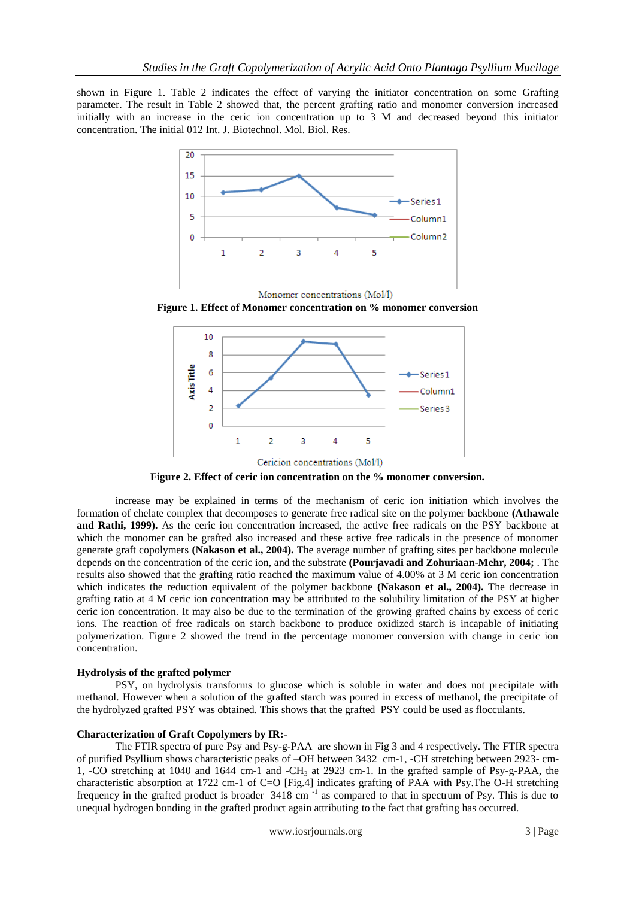shown in Figure 1. Table 2 indicates the effect of varying the initiator concentration on some Grafting parameter. The result in Table 2 showed that, the percent grafting ratio and monomer conversion increased initially with an increase in the ceric ion concentration up to 3 M and decreased beyond this initiator concentration. The initial 012 Int. J. Biotechnol. Mol. Biol. Res.

Monomer concentrations (Mol/l)

**Figure 1. Effect of Monomer concentration on % monomer conversion**

Cericion concentrations (Mol/l)

**Figure 2. Effect of ceric ion concentration on the % monomer conversion.**

increase may be explained in terms of the mechanism of ceric ion initiation which involves the formation of chelate complex that decomposes to generate free radical site on the polymer backbone **(Athawale and Rathi, 1999).** As the ceric ion concentration increased, the active free radicals on the PSY backbone at which the monomer can be grafted also increased and these active free radicals in the presence of monomer generate graft copolymers **(Nakason et al., 2004).** The average number of grafting sites per backbone molecule depends on the concentration of the ceric ion, and the substrate **(Pourjavadi and Zohuriaan-Mehr, 2004;** . The results also showed that the grafting ratio reached the maximum value of 4.00% at 3 M ceric ion concentration which indicates the reduction equivalent of the polymer backbone **(Nakason et al., 2004).** The decrease in grafting ratio at 4 M ceric ion concentration may be attributed to the solubility limitation of the PSY at higher ceric ion concentration. It may also be due to the termination of the growing grafted chains by excess of ceric ions. The reaction of free radicals on starch backbone to produce oxidized starch is incapable of initiating polymerization. Figure 2 showed the trend in the percentage monomer conversion with change in ceric ion concentration.

**Hydrolysis of the grafted polymer**

PSY, on hydrolysis transforms to glucose which is soluble in water and does not precipitate with methanol. However when a solution of the grafted starch was poured in excess of methanol, the precipitate of the hydrolyzed grafted PSY was obtained. This shows that the grafted PSY could be used as flocculants.

**Characterization of Graft Copolymers by IR:-**

The FTIR spectra of pure Psy and Psy-g-PAA are shown in Fig 3 and 4 respectively. The FTIR spectra of purified Psyllium shows characteristic peaks of –OH between 3432 cm-1, -CH stretching between 2923- cm-1, -CO stretching at 1040 and 1644 cm-1 and -$CH_3$ at 2923 cm-1. In the grafted sample of Psy-g-PAA, the characteristic absorption at 1722 cm-1 of C=O [Fig.4] indicates grafting of PAA with Psy.The O-H stretching frequency in the grafted product is broader 3418 cm $^{-1}$ as compared to that in spectrum of Psy. This is due to unequal hydrogen bonding in the grafted product again attributing to the fact that grafting has occurred.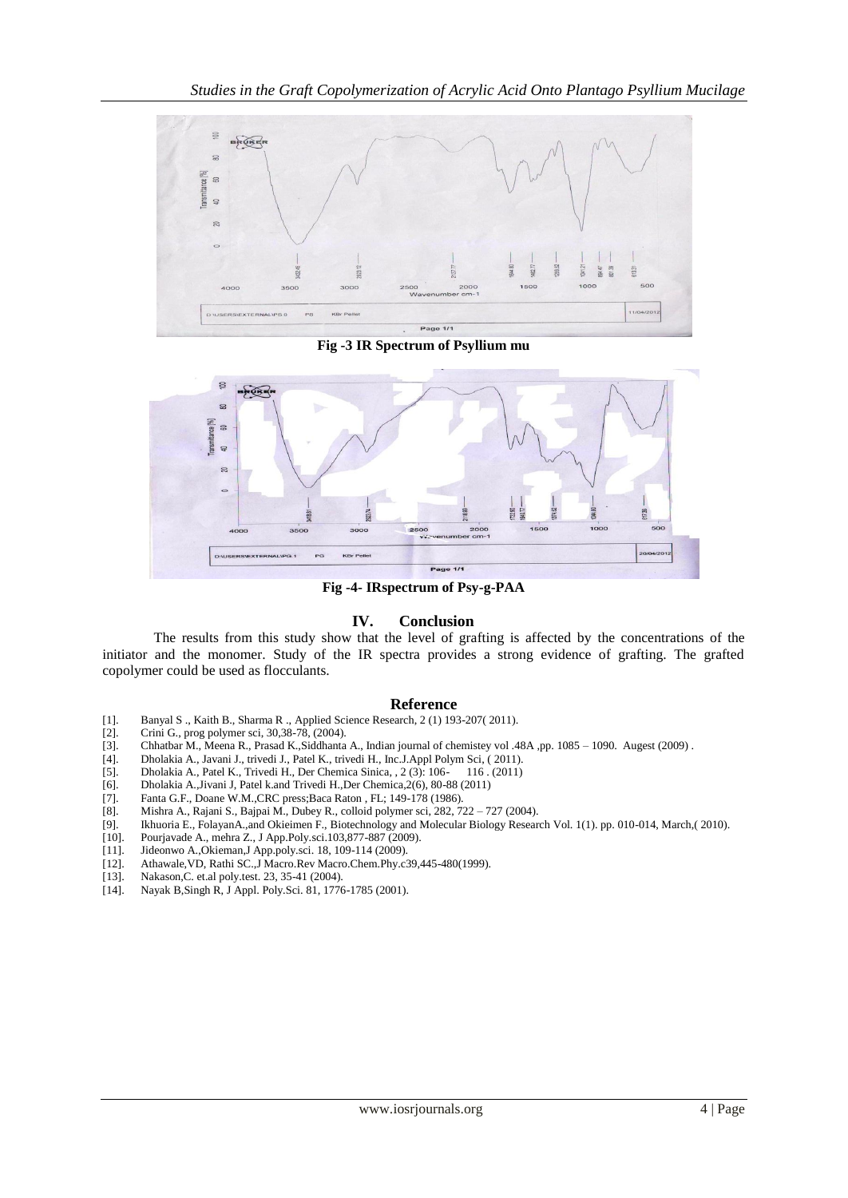Bruker

Transmittance [%]

100 80 60 40 20 0

3432.45 2923.12 2127.77 1644.80 1462.72 1255.82 1041.21 884.47 801.39 613.31

4000 3500 3000 2500 2000 1500 1000 500

Wavenumber cm-1

D:\USERS\EXTERNAL\PS.0 PS KBr Pellet 11/04/2012

Page 1/1

**Fig -3 IR Spectrum of Psyllium mu**

Bruker

Transmittance [%]

100 80 60 40 20 0

3418.81 2920.74 2118.89 1722.90 1640.77 1374.82 1044.60 617.36

4000 3500 3000 2500 2000 1500 1000 500

Wavenumber cm-1

D:\USERS\EXTERNAL\PG.1 PG KBr Pellet 20/04/2012

Page 1/1

**Fig -4- IRspectrum of Psy-g-PAA**

## IV. Conclusion

The results from this study show that the level of grafting is affected by the concentrations of the initiator and the monomer. Study of the IR spectra provides a strong evidence of grafting. The grafted copolymer could be used as flocculants.

## Reference

[1]. Banyal S ., Kaith B., Sharma R ., Applied Science Research, 2 (1) 193-207( 2011).
[2]. Crini G., prog polymer sci, 30,38-78, (2004).
[3]. Chhatbar M., Meena R., Prasad K.,Siddhanta A., Indian journal of chemistey vol .48A ,pp. 1085 – 1090. Augest (2009) .
[4]. Dholakia A., Javani J., trivedi J., Patel K., trivedi H., Inc.J.Appl Polym Sci, ( 2011).
[5]. Dholakia A., Patel K., Trivedi H., Der Chemica Sinica, , 2 (3): 106- 116 . (2011)
[6]. Dholakia A.,Jivani J, Patel k.and Trivedi H.,Der Chemica,2(6), 80-88 (2011)
[7]. Fanta G.F., Doane W.M.,CRC press;Baca Raton , FL; 149-178 (1986).
[8]. Mishra A., Rajani S., Bajpai M., Dubey R., colloid polymer sci, 282, 722 – 727 (2004).
[9]. Ikhuoria E., FolayanA.,and Okieimen F., Biotechnology and Molecular Biology Research Vol. 1(1). pp. 010-014, March,( 2010).
[10]. Pourjavade A., mehra Z., J App.Poly.sci.103,877-887 (2009).
[11]. Jideonwo A.,Okieman,J App.poly.sci. 18, 109-114 (2009).
[12]. Athawale,VD, Rathi SC.,J Macro.Rev Macro.Chem.Phy.c39,445-480(1999).
[13]. Nakason,C. et.al poly.test. 23, 35-41 (2004).
[14]. Nayak B,Singh R, J Appl. Poly.Sci. 81, 1776-1785 (2001).